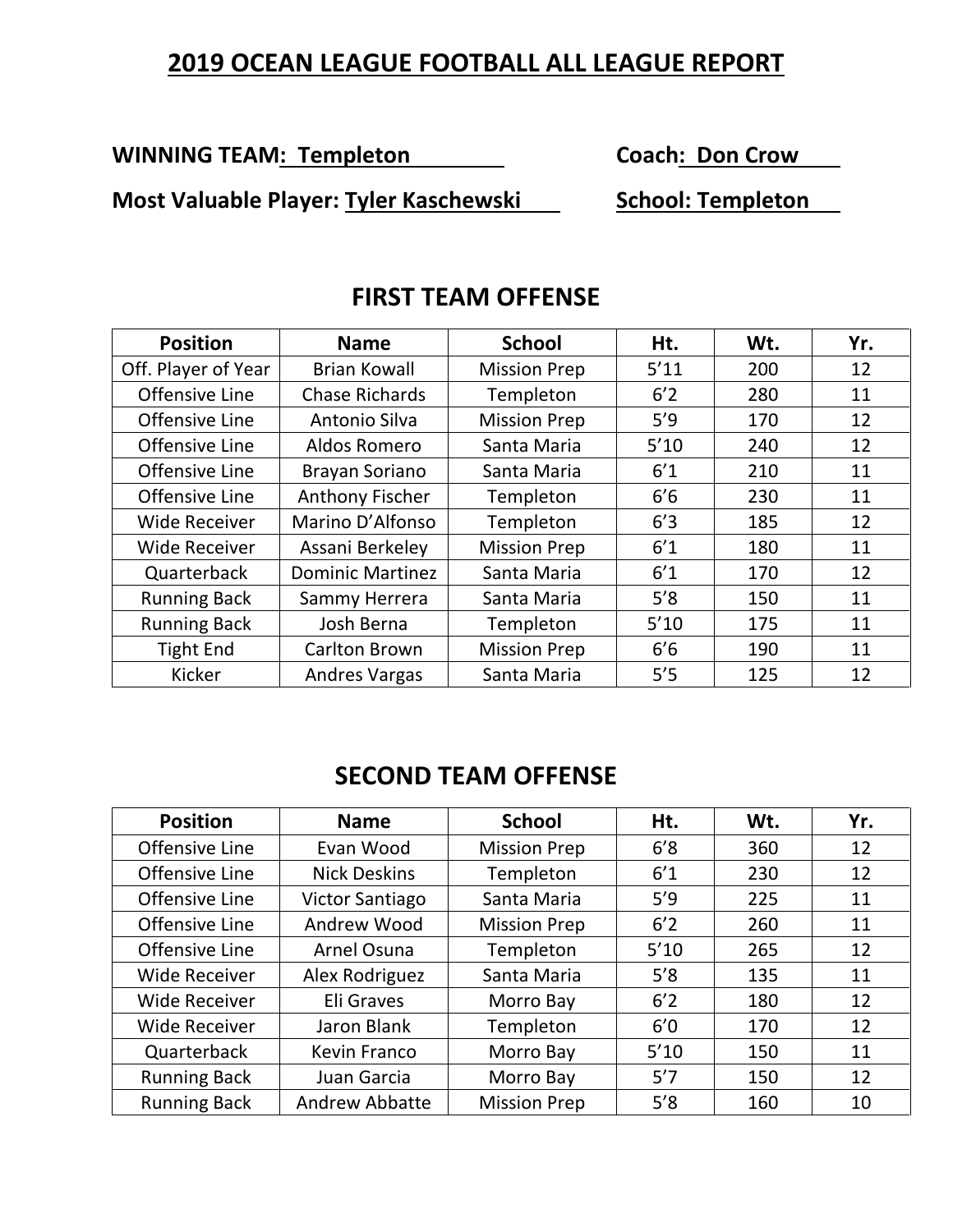# 2019 OCEAN LEAGUE FOOTBALL ALL LEAGUE REPORT

**WINNING TEAM: Templeton** **Coach: Don Crow**

**Most Valuable Player: Tyler Kaschewski** **School: Templeton**

## FIRST TEAM OFFENSE

| Position | Name | School | Ht. | Wt. | Yr. |
|---|---|---|---|---|---|
| Off. Player of Year | Brian Kowall | Mission Prep | 5'11 | 200 | 12 |
| Offensive Line | Chase Richards | Templeton | 6'2 | 280 | 11 |
| Offensive Line | Antonio Silva | Mission Prep | 5'9 | 170 | 12 |
| Offensive Line | Aldos Romero | Santa Maria | 5'10 | 240 | 12 |
| Offensive Line | Brayan Soriano | Santa Maria | 6'1 | 210 | 11 |
| Offensive Line | Anthony Fischer | Templeton | 6'6 | 230 | 11 |
| Wide Receiver | Marino D'Alfonso | Templeton | 6'3 | 185 | 12 |
| Wide Receiver | Assani Berkeley | Mission Prep | 6'1 | 180 | 11 |
| Quarterback | Dominic Martinez | Santa Maria | 6'1 | 170 | 12 |
| Running Back | Sammy Herrera | Santa Maria | 5'8 | 150 | 11 |
| Running Back | Josh Berna | Templeton | 5'10 | 175 | 11 |
| Tight End | Carlton Brown | Mission Prep | 6'6 | 190 | 11 |
| Kicker | Andres Vargas | Santa Maria | 5'5 | 125 | 12 |

## SECOND TEAM OFFENSE

| Position | Name | School | Ht. | Wt. | Yr. |
|---|---|---|---|---|---|
| Offensive Line | Evan Wood | Mission Prep | 6'8 | 360 | 12 |
| Offensive Line | Nick Deskins | Templeton | 6'1 | 230 | 12 |
| Offensive Line | Victor Santiago | Santa Maria | 5'9 | 225 | 11 |
| Offensive Line | Andrew Wood | Mission Prep | 6'2 | 260 | 11 |
| Offensive Line | Arnel Osuna | Templeton | 5'10 | 265 | 12 |
| Wide Receiver | Alex Rodriguez | Santa Maria | 5'8 | 135 | 11 |
| Wide Receiver | Eli Graves | Morro Bay | 6'2 | 180 | 12 |
| Wide Receiver | Jaron Blank | Templeton | 6'0 | 170 | 12 |
| Quarterback | Kevin Franco | Morro Bay | 5'10 | 150 | 11 |
| Running Back | Juan Garcia | Morro Bay | 5'7 | 150 | 12 |
| Running Back | Andrew Abbatte | Mission Prep | 5'8 | 160 | 10 |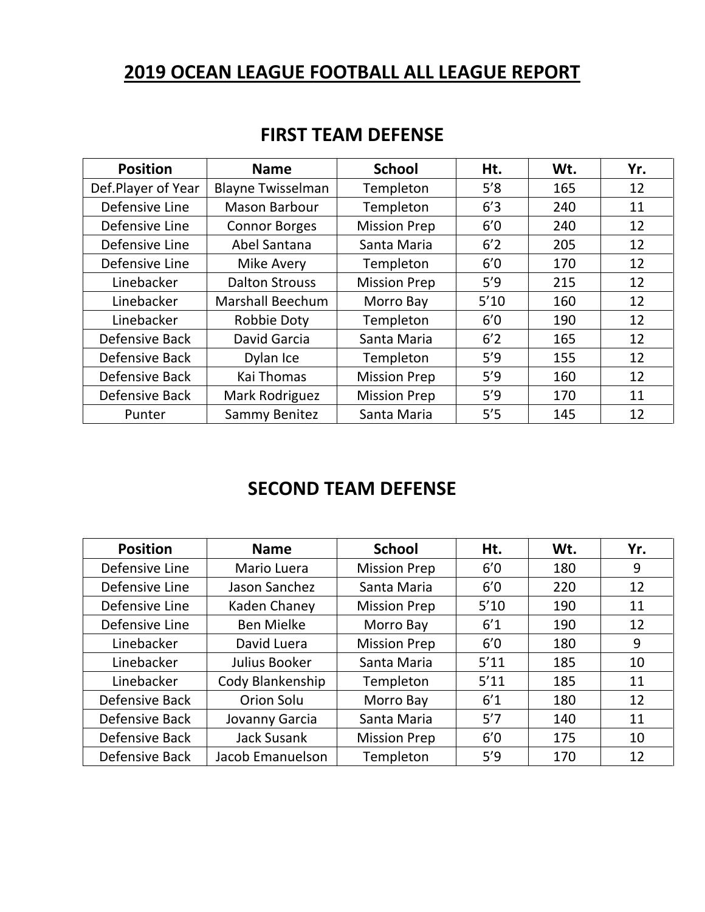# 2019 OCEAN LEAGUE FOOTBALL ALL LEAGUE REPORT

## FIRST TEAM DEFENSE

| Position | Name | School | Ht. | Wt. | Yr. |
|---|---|---|---|---|---|
| Def.Player of Year | Blayne Twisselman | Templeton | 5'8 | 165 | 12 |
| Defensive Line | Mason Barbour | Templeton | 6'3 | 240 | 11 |
| Defensive Line | Connor Borges | Mission Prep | 6'0 | 240 | 12 |
| Defensive Line | Abel Santana | Santa Maria | 6'2 | 205 | 12 |
| Defensive Line | Mike Avery | Templeton | 6'0 | 170 | 12 |
| Linebacker | Dalton Strouss | Mission Prep | 5'9 | 215 | 12 |
| Linebacker | Marshall Beechum | Morro Bay | 5'10 | 160 | 12 |
| Linebacker | Robbie Doty | Templeton | 6'0 | 190 | 12 |
| Defensive Back | David Garcia | Santa Maria | 6'2 | 165 | 12 |
| Defensive Back | Dylan Ice | Templeton | 5'9 | 155 | 12 |
| Defensive Back | Kai Thomas | Mission Prep | 5'9 | 160 | 12 |
| Defensive Back | Mark Rodriguez | Mission Prep | 5'9 | 170 | 11 |
| Punter | Sammy Benitez | Santa Maria | 5'5 | 145 | 12 |

## SECOND TEAM DEFENSE

| Position | Name | School | Ht. | Wt. | Yr. |
|---|---|---|---|---|---|
| Defensive Line | Mario Luera | Mission Prep | 6'0 | 180 | 9 |
| Defensive Line | Jason Sanchez | Santa Maria | 6'0 | 220 | 12 |
| Defensive Line | Kaden Chaney | Mission Prep | 5'10 | 190 | 11 |
| Defensive Line | Ben Mielke | Morro Bay | 6'1 | 190 | 12 |
| Linebacker | David Luera | Mission Prep | 6'0 | 180 | 9 |
| Linebacker | Julius Booker | Santa Maria | 5'11 | 185 | 10 |
| Linebacker | Cody Blankenship | Templeton | 5'11 | 185 | 11 |
| Defensive Back | Orion Solu | Morro Bay | 6'1 | 180 | 12 |
| Defensive Back | Jovanny Garcia | Santa Maria | 5'7 | 140 | 11 |
| Defensive Back | Jack Susank | Mission Prep | 6'0 | 175 | 10 |
| Defensive Back | Jacob Emanuelson | Templeton | 5'9 | 170 | 12 |